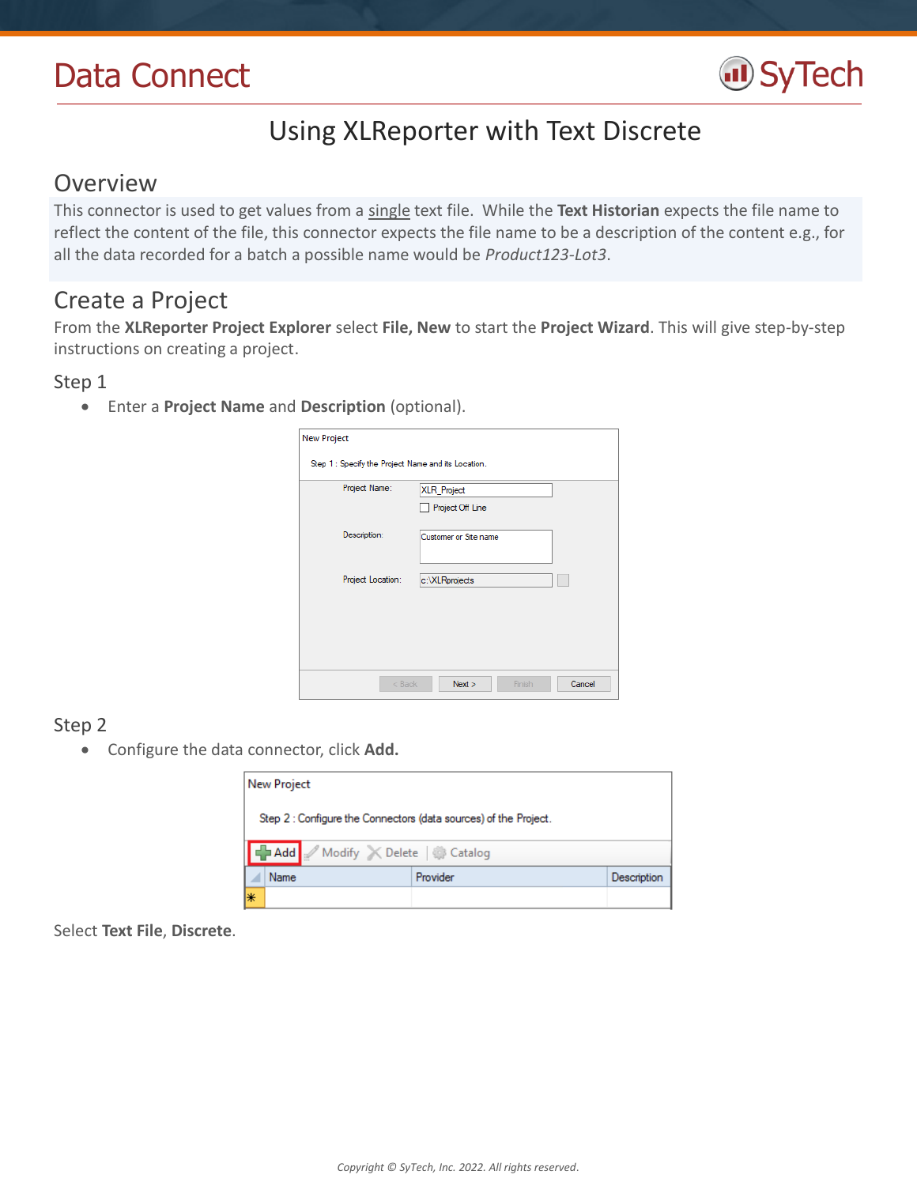# Data Connect

## Using XLReporter with Text Discrete

## Overview

This connector is used to get values from a single text file. While the **Text Historian** expects the file name to reflect the content of the file, this connector expects the file name to be a description of the content e.g., for all the data recorded for a batch a possible name would be *Product123-Lot3*.

## Create a Project

From the **XLReporter Project Explorer** select **File, New** to start the **Project Wizard**. This will give step-by-step instructions on creating a project.

### Step 1

- Enter a **Project Name** and **Description** (optional).

### Step 2

- Configure the data connector, click **Add.**

Select **Text File**, **Discrete**.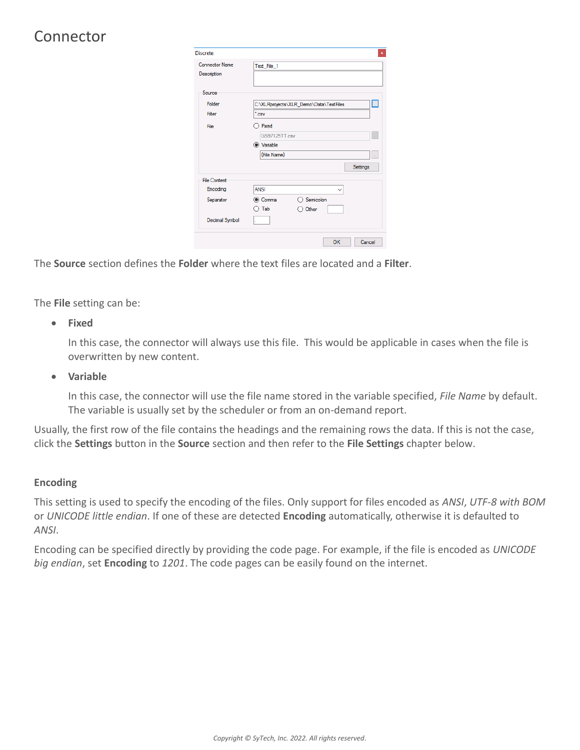# Connector

The **Source** section defines the **Folder** where the text files are located and a **Filter**.

The **File** setting can be:

- **Fixed**

  In this case, the connector will always use this file. This would be applicable in cases when the file is overwritten by new content.

- **Variable**

  In this case, the connector will use the file name stored in the variable specified, *File Name* by default. The variable is usually set by the scheduler or from an on-demand report.

Usually, the first row of the file contains the headings and the remaining rows the data. If this is not the case, click the **Settings** button in the **Source** section and then refer to the **File Settings** chapter below.

### Encoding

This setting is used to specify the encoding of the files. Only support for files encoded as *ANSI*, *UTF-8 with BOM* or *UNICODE little endian*. If one of these are detected **Encoding** automatically, otherwise it is defaulted to *ANSI*.

Encoding can be specified directly by providing the code page. For example, if the file is encoded as *UNICODE big endian*, set **Encoding** to *1201*. The code pages can be easily found on the internet.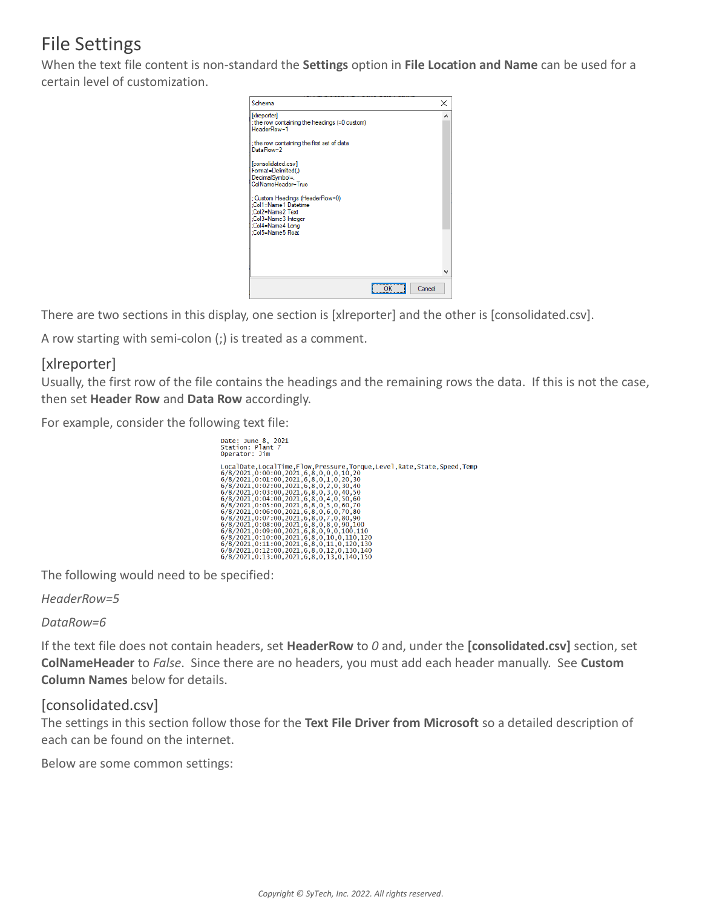# File Settings

When the text file content is non-standard the **Settings** option in **File Location and Name** can be used for a certain level of customization.

```
[xlreporter]
;the row containing the headings (=0 custom)
HeaderRow=1

;the row containing the first set of data
DataRow=2

[consolidated.csv]
Format=Delimited(,)
DecimalSymbol=.
ColNameHeader=True

;Custom Headings (HeaderRow=0)
;Col1=Name1 Datetime
;Col2=Name2 Text
;Col3=Name3 Integer
;Col4=Name4 Long
;Col5=Name5 Float
```

There are two sections in this display, one section is [xlreporter] and the other is [consolidated.csv].

A row starting with semi-colon (;) is treated as a comment.

## [xlreporter]

Usually, the first row of the file contains the headings and the remaining rows the data. If this is not the case, then set **Header Row** and **Data Row** accordingly.

For example, consider the following text file:

```
Date: June 8, 2021
Station: Plant 7
Operator: Jim

LocalDate,LocalTime,Flow,Pressure,Torque,Level,Rate,State,Speed,Temp
6/8/2021,0:00:00,2021,6,8,0,0,0,10,20
6/8/2021,0:01:00,2021,6,8,0,1,0,20,30
6/8/2021,0:02:00,2021,6,8,0,2,0,30,40
6/8/2021,0:03:00,2021,6,8,0,3,0,40,50
6/8/2021,0:04:00,2021,6,8,0,4,0,50,60
6/8/2021,0:05:00,2021,6,8,0,5,0,60,70
6/8/2021,0:06:00,2021,6,8,0,6,0,70,80
6/8/2021,0:07:00,2021,6,8,0,7,0,80,90
6/8/2021,0:08:00,2021,6,8,0,8,0,90,100
6/8/2021,0:09:00,2021,6,8,0,9,0,100,110
6/8/2021,0:10:00,2021,6,8,0,10,0,110,120
6/8/2021,0:11:00,2021,6,8,0,11,0,120,130
6/8/2021,0:12:00,2021,6,8,0,12,0,130,140
6/8/2021,0:13:00,2021,6,8,0,13,0,140,150
```

The following would need to be specified:

*HeaderRow=5*

*DataRow=6*

If the text file does not contain headers, set **HeaderRow** to *0* and, under the **[consolidated.csv]** section, set **ColNameHeader** to *False*. Since there are no headers, you must add each header manually. See **Custom Column Names** below for details.

## [consolidated.csv]

The settings in this section follow those for the **Text File Driver from Microsoft** so a detailed description of each can be found on the internet.

Below are some common settings: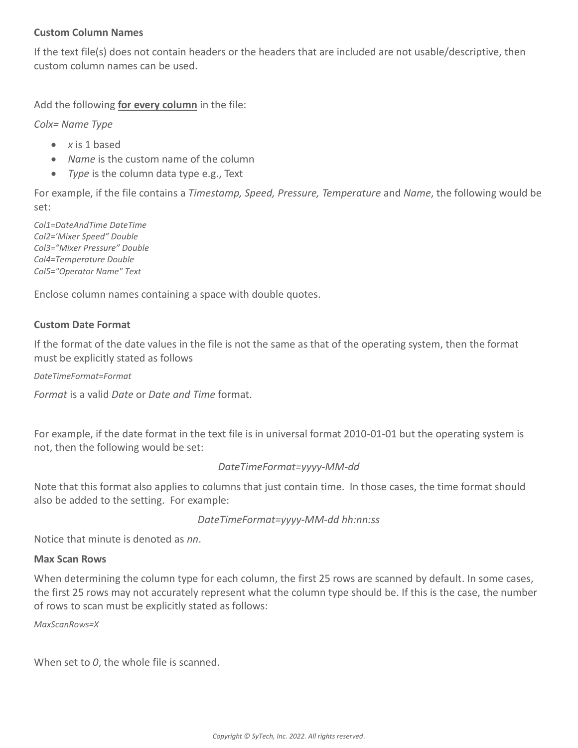**Custom Column Names**

If the text file(s) does not contain headers or the headers that are included are not usable/descriptive, then custom column names can be used.

Add the following **for every column** in the file:

*Colx= Name Type*

- *x* is 1 based
- *Name* is the custom name of the column
- *Type* is the column data type e.g., Text

For example, if the file contains a *Timestamp, Speed, Pressure, Temperature* and *Name*, the following would be set:

```
Col1=DateAndTime DateTime
Col2='Mixer Speed" Double
Col3="Mixer Pressure" Double
Col4=Temperature Double
Col5="Operator Name" Text
```

Enclose column names containing a space with double quotes.

**Custom Date Format**

If the format of the date values in the file is not the same as that of the operating system, then the format must be explicitly stated as follows

*DateTimeFormat=Format*

*Format* is a valid *Date* or *Date and Time* format.

For example, if the date format in the text file is in universal format 2010-01-01 but the operating system is not, then the following would be set:

*DateTimeFormat=yyyy-MM-dd*

Note that this format also applies to columns that just contain time. In those cases, the time format should also be added to the setting. For example:

*DateTimeFormat=yyyy-MM-dd hh:nn:ss*

Notice that minute is denoted as *nn*.

**Max Scan Rows**

When determining the column type for each column, the first 25 rows are scanned by default. In some cases, the first 25 rows may not accurately represent what the column type should be. If this is the case, the number of rows to scan must be explicitly stated as follows:

*MaxScanRows=X*

When set to *0*, the whole file is scanned.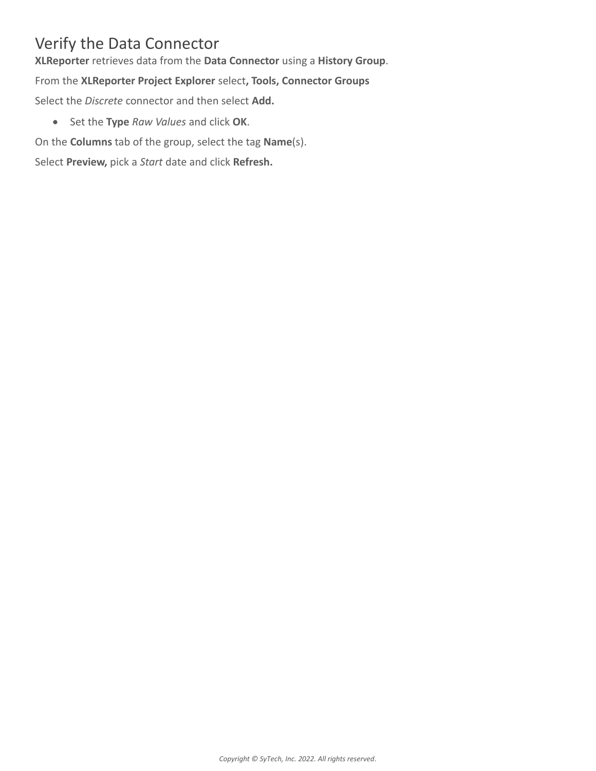# Verify the Data Connector

**XLReporter** retrieves data from the **Data Connector** using a **History Group**.

From the **XLReporter Project Explorer** select**, Tools, Connector Groups**

Select the *Discrete* connector and then select **Add.**

- Set the **Type** *Raw Values* and click **OK**.

On the **Columns** tab of the group, select the tag **Name**(s).

Select **Preview,** pick a *Start* date and click **Refresh.**